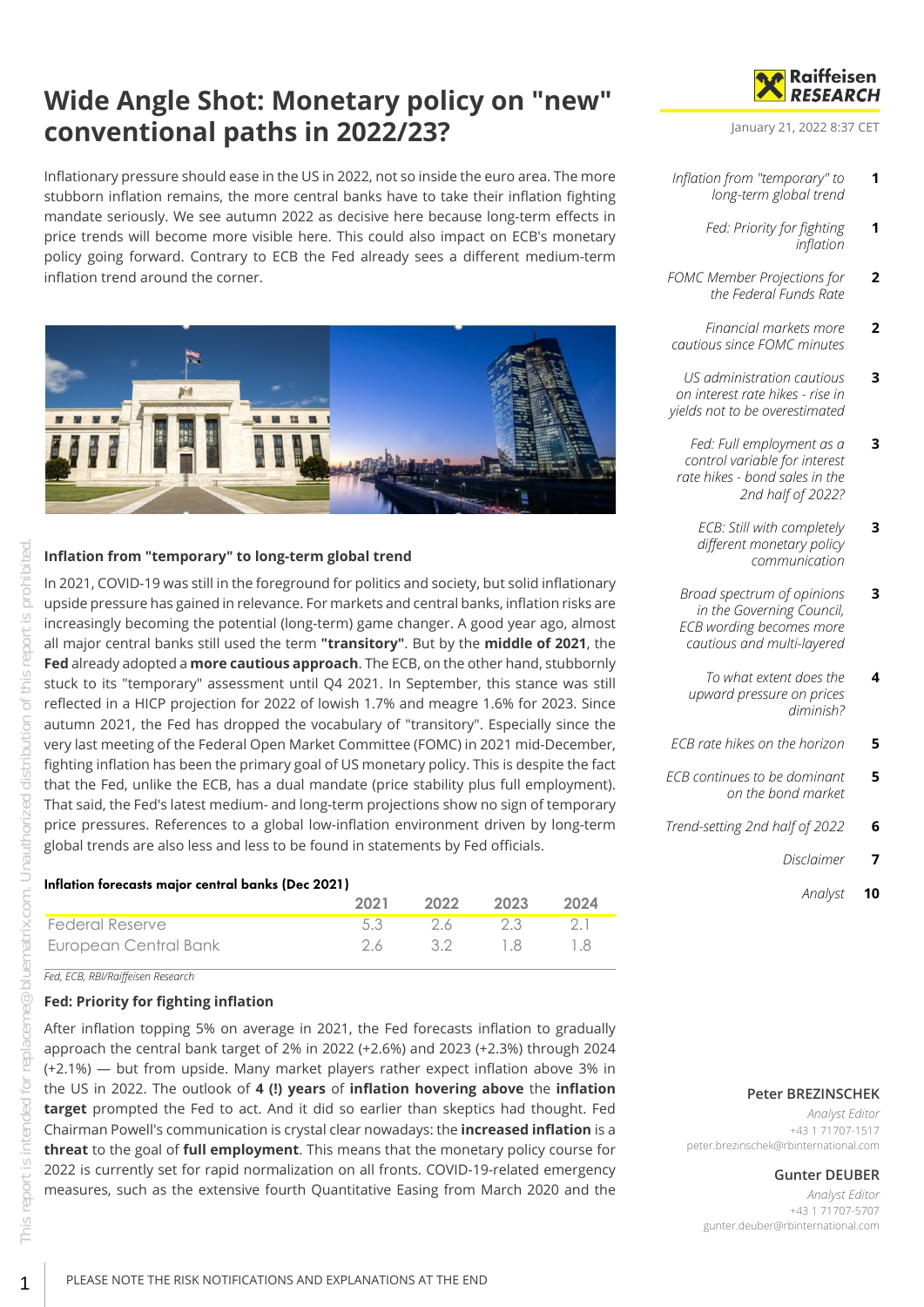# Wide Angle Shot: Monetary policy on "new" conventional paths in 2022/23?

January 21, 2022 8:37 CET

Inflationary pressure should ease in the US in 2022, not so inside the euro area. The more stubborn inflation remains, the more central banks have to take their inflation fighting mandate seriously. We see autumn 2022 as decisive here because long-term effects in price trends will become more visible here. This could also impact on ECB's monetary policy going forward. Contrary to ECB the Fed already sees a different medium-term inflation trend around the corner.

| Contents | Page |
|---|---|
| Inflation from "temporary" to long-term global trend | 1 |
| Fed: Priority for fighting inflation | 1 |
| FOMC Member Projections for the Federal Funds Rate | 2 |
| Financial markets more cautious since FOMC minutes | 2 |
| US administration cautious on interest rate hikes - rise in yields not to be overestimated | 3 |
| Fed: Full employment as a control variable for interest rate hikes - bond sales in the 2nd half of 2022? | 3 |
| ECB: Still with completely different monetary policy communication | 3 |
| Broad spectrum of opinions in the Governing Council, ECB wording becomes more cautious and multi-layered | 3 |
| To what extent does the upward pressure on prices diminish? | 4 |
| ECB rate hikes on the horizon | 5 |
| ECB continues to be dominant on the bond market | 5 |
| Trend-setting 2nd half of 2022 | 6 |
| Disclaimer | 7 |
| Analyst | 10 |

## Inflation from "temporary" to long-term global trend

In 2021, COVID-19 was still in the foreground for politics and society, but solid inflationary upside pressure has gained in relevance. For markets and central banks, inflation risks are increasingly becoming the potential (long-term) game changer. A good year ago, almost all major central banks still used the term **"transitory"**. But by the **middle of 2021**, the **Fed** already adopted a **more cautious approach**. The ECB, on the other hand, stubbornly stuck to its "temporary" assessment until Q4 2021. In September, this stance was still reflected in a HICP projection for 2022 of lowish 1.7% and meagre 1.6% for 2023. Since autumn 2021, the Fed has dropped the vocabulary of "transitory". Especially since the very last meeting of the Federal Open Market Committee (FOMC) in 2021 mid-December, fighting inflation has been the primary goal of US monetary policy. This is despite the fact that the Fed, unlike the ECB, has a dual mandate (price stability plus full employment). That said, the Fed's latest medium- and long-term projections show no sign of temporary price pressures. References to a global low-inflation environment driven by long-term global trends are also less and less to be found in statements by Fed officials.

**Inflation forecasts major central banks (Dec 2021)**

| | 2021 | 2022 | 2023 | 2024 |
|---|---|---|---|---|
| Federal Reserve | 5.3 | 2.6 | 2.3 | 2.1 |
| European Central Bank | 2.6 | 3.2 | 1.8 | 1.8 |

*Fed, ECB, RBI/Raiffeisen Research*

## Fed: Priority for fighting inflation

After inflation topping 5% on average in 2021, the Fed forecasts inflation to gradually approach the central bank target of 2% in 2022 (+2.6%) and 2023 (+2.3%) through 2024 (+2.1%) — but from upside. Many market players rather expect inflation above 3% in the US in 2022. The outlook of **4 (!) years** of **inflation hovering above** the **inflation target** prompted the Fed to act. And it did so earlier than skeptics had thought. Fed Chairman Powell's communication is crystal clear nowadays: the **increased inflation** is a **threat** to the goal of **full employment**. This means that the monetary policy course for 2022 is currently set for rapid normalization on all fronts. COVID-19-related emergency measures, such as the extensive fourth Quantitative Easing from March 2020 and the

**Peter BREZINSCHEK**
*Analyst Editor*
+43 1 71707-1517
peter.brezinschek@rbinternational.com

**Gunter DEUBER**
*Analyst Editor*
+43 1 71707-5707
gunter.deuber@rbinternational.com

PLEASE NOTE THE RISK NOTIFICATIONS AND EXPLANATIONS AT THE END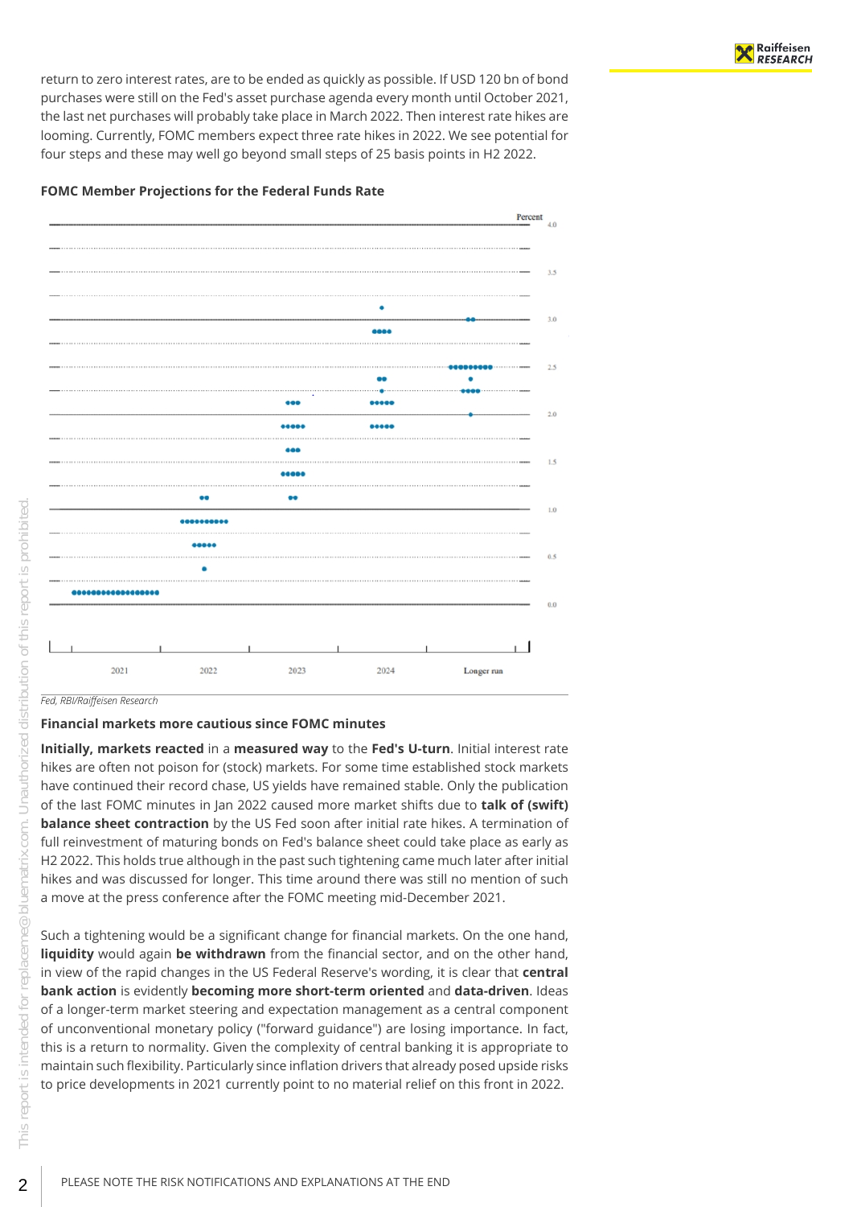return to zero interest rates, are to be ended as quickly as possible. If USD 120 bn of bond purchases were still on the Fed's asset purchase agenda every month until October 2021, the last net purchases will probably take place in March 2022. Then interest rate hikes are looming. Currently, FOMC members expect three rate hikes in 2022. We see potential for four steps and these may well go beyond small steps of 25 basis points in H2 2022.

**FOMC Member Projections for the Federal Funds Rate**

*Fed, RBI/Raiffeisen Research*

**Financial markets more cautious since FOMC minutes**

**Initially, markets reacted** in a **measured way** to the **Fed's U-turn**. Initial interest rate hikes are often not poison for (stock) markets. For some time established stock markets have continued their record chase, US yields have remained stable. Only the publication of the last FOMC minutes in Jan 2022 caused more market shifts due to **talk of (swift) balance sheet contraction** by the US Fed soon after initial rate hikes. A termination of full reinvestment of maturing bonds on Fed's balance sheet could take place as early as H2 2022. This holds true although in the past such tightening came much later after initial hikes and was discussed for longer. This time around there was still no mention of such a move at the press conference after the FOMC meeting mid-December 2021.

Such a tightening would be a significant change for financial markets. On the one hand, **liquidity** would again **be withdrawn** from the financial sector, and on the other hand, in view of the rapid changes in the US Federal Reserve's wording, it is clear that **central bank action** is evidently **becoming more short-term oriented** and **data-driven**. Ideas of a longer-term market steering and expectation management as a central component of unconventional monetary policy ("forward guidance") are losing importance. In fact, this is a return to normality. Given the complexity of central banking it is appropriate to maintain such flexibility. Particularly since inflation drivers that already posed upside risks to price developments in 2021 currently point to no material relief on this front in 2022.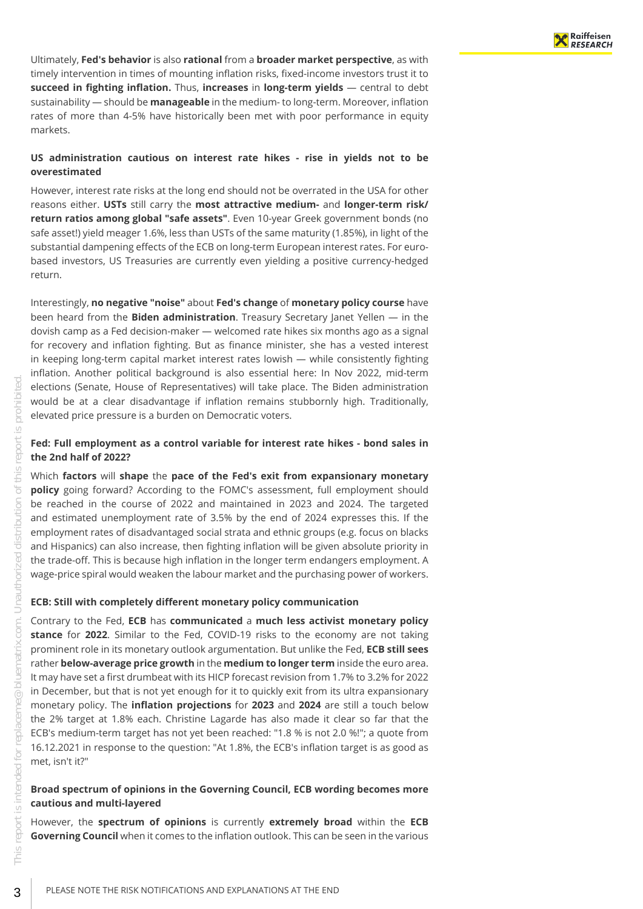Ultimately, **Fed's behavior** is also **rational** from a **broader market perspective**, as with timely intervention in times of mounting inflation risks, fixed-income investors trust it to **succeed in fighting inflation.** Thus, **increases** in **long-term yields** — central to debt sustainability — should be **manageable** in the medium- to long-term. Moreover, inflation rates of more than 4-5% have historically been met with poor performance in equity markets.

### US administration cautious on interest rate hikes - rise in yields not to be overestimated

However, interest rate risks at the long end should not be overrated in the USA for other reasons either. **USTs** still carry the **most attractive medium-** and **longer-term risk/return ratios among global "safe assets"**. Even 10-year Greek government bonds (no safe asset!) yield meager 1.6%, less than USTs of the same maturity (1.85%), in light of the substantial dampening effects of the ECB on long-term European interest rates. For euro-based investors, US Treasuries are currently even yielding a positive currency-hedged return.

Interestingly, **no negative "noise"** about **Fed's change** of **monetary policy course** have been heard from the **Biden administration**. Treasury Secretary Janet Yellen — in the dovish camp as a Fed decision-maker — welcomed rate hikes six months ago as a signal for recovery and inflation fighting. But as finance minister, she has a vested interest in keeping long-term capital market interest rates lowish — while consistently fighting inflation. Another political background is also essential here: In Nov 2022, mid-term elections (Senate, House of Representatives) will take place. The Biden administration would be at a clear disadvantage if inflation remains stubbornly high. Traditionally, elevated price pressure is a burden on Democratic voters.

### Fed: Full employment as a control variable for interest rate hikes - bond sales in the 2nd half of 2022?

Which **factors** will **shape** the **pace of the Fed's exit from expansionary monetary policy** going forward? According to the FOMC's assessment, full employment should be reached in the course of 2022 and maintained in 2023 and 2024. The targeted and estimated unemployment rate of 3.5% by the end of 2024 expresses this. If the employment rates of disadvantaged social strata and ethnic groups (e.g. focus on blacks and Hispanics) can also increase, then fighting inflation will be given absolute priority in the trade-off. This is because high inflation in the longer term endangers employment. A wage-price spiral would weaken the labour market and the purchasing power of workers.

### ECB: Still with completely different monetary policy communication

Contrary to the Fed, **ECB** has **communicated** a **much less activist monetary policy stance** for **2022**. Similar to the Fed, COVID-19 risks to the economy are not taking prominent role in its monetary outlook argumentation. But unlike the Fed, **ECB still sees** rather **below-average price growth** in the **medium to longer term** inside the euro area. It may have set a first drumbeat with its HICP forecast revision from 1.7% to 3.2% for 2022 in December, but that is not yet enough for it to quickly exit from its ultra expansionary monetary policy. The **inflation projections** for **2023** and **2024** are still a touch below the 2% target at 1.8% each. Christine Lagarde has also made it clear so far that the ECB's medium-term target has not yet been reached: "1.8 % is not 2.0 %!"; a quote from 16.12.2021 in response to the question: "At 1.8%, the ECB's inflation target is as good as met, isn't it?"

### Broad spectrum of opinions in the Governing Council, ECB wording becomes more cautious and multi-layered

However, the **spectrum of opinions** is currently **extremely broad** within the **ECB Governing Council** when it comes to the inflation outlook. This can be seen in the various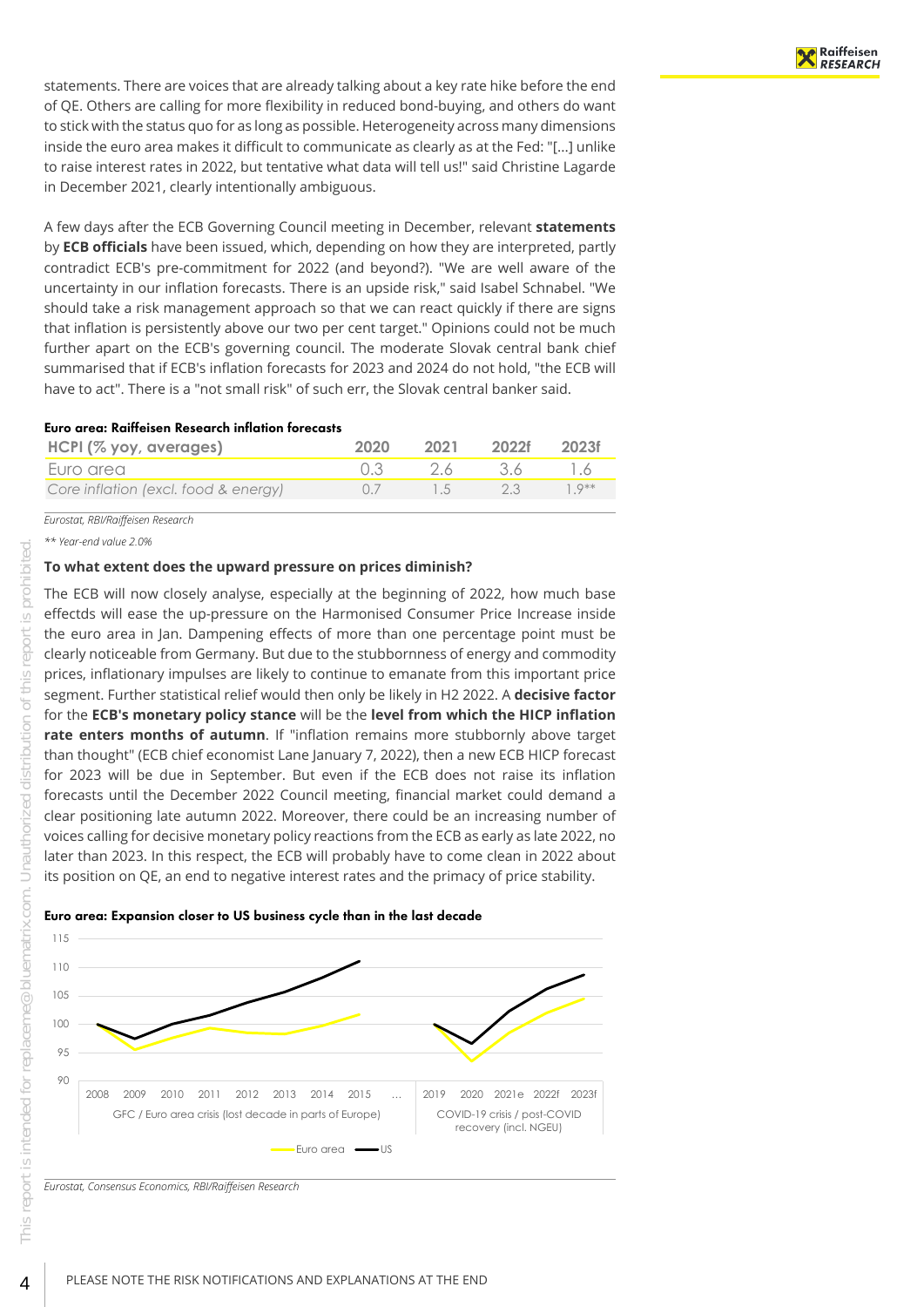statements. There are voices that are already talking about a key rate hike before the end of QE. Others are calling for more flexibility in reduced bond-buying, and others do want to stick with the status quo for as long as possible. Heterogeneity across many dimensions inside the euro area makes it difficult to communicate as clearly as at the Fed: "[...] unlike to raise interest rates in 2022, but tentative what data will tell us!" said Christine Lagarde in December 2021, clearly intentionally ambiguous.

A few days after the ECB Governing Council meeting in December, relevant **statements** by **ECB officials** have been issued, which, depending on how they are interpreted, partly contradict ECB's pre-commitment for 2022 (and beyond?). "We are well aware of the uncertainty in our inflation forecasts. There is an upside risk," said Isabel Schnabel. "We should take a risk management approach so that we can react quickly if there are signs that inflation is persistently above our two per cent target." Opinions could not be much further apart on the ECB's governing council. The moderate Slovak central bank chief summarised that if ECB's inflation forecasts for 2023 and 2024 do not hold, "the ECB will have to act". There is a "not small risk" of such err, the Slovak central banker said.

**Euro area: Raiffeisen Research inflation forecasts**

| HCPI (% yoy, averages) | 2020 | 2021 | 2022f | 2023f |
|---|---|---|---|---|
| Euro area | 0.3 | 2.6 | 3.6 | 1.6 |
| *Core inflation (excl. food & energy)* | 0.7 | 1.5 | 2.3 | 1.9** |

*Eurostat, RBI/Raiffeisen Research*

*** Year-end value 2.0%*

**To what extent does the upward pressure on prices diminish?**

The ECB will now closely analyse, especially at the beginning of 2022, how much base effectds will ease the up-pressure on the Harmonised Consumer Price Increase inside the euro area in Jan. Dampening effects of more than one percentage point must be clearly noticeable from Germany. But due to the stubbornness of energy and commodity prices, inflationary impulses are likely to continue to emanate from this important price segment. Further statistical relief would then only be likely in H2 2022. A **decisive factor** for the **ECB's monetary policy stance** will be the **level from which the HICP inflation rate enters months of autumn**. If "inflation remains more stubbornly above target than thought" (ECB chief economist Lane January 7, 2022), then a new ECB HICP forecast for 2023 will be due in September. But even if the ECB does not raise its inflation forecasts until the December 2022 Council meeting, financial market could demand a clear positioning late autumn 2022. Moreover, there could be an increasing number of voices calling for decisive monetary policy reactions from the ECB as early as late 2022, no later than 2023. In this respect, the ECB will probably have to come clean in 2022 about its position on QE, an end to negative interest rates and the primacy of price stability.

**Euro area: Expansion closer to US business cycle than in the last decade**

*Eurostat, Consensus Economics, RBI/Raiffeisen Research*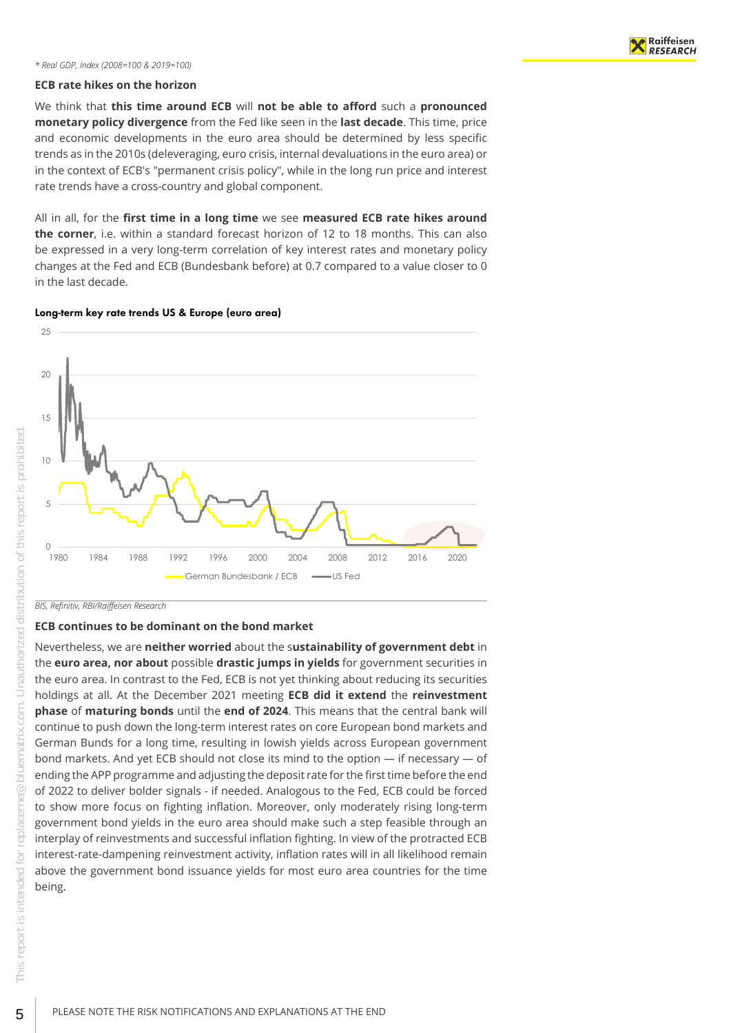*\* Real GDP, Index (2008=100 & 2019=100)*

**ECB rate hikes on the horizon**

We think that **this time around ECB** will **not be able to afford** such a **pronounced monetary policy divergence** from the Fed like seen in the **last decade**. This time, price and economic developments in the euro area should be determined by less specific trends as in the 2010s (deleveraging, euro crisis, internal devaluations in the euro area) or in the context of ECB's "permanent crisis policy", while in the long run price and interest rate trends have a cross-country and global component.

All in all, for the **first time in a long time** we see **measured ECB rate hikes around the corner**, i.e. within a standard forecast horizon of 12 to 18 months. This can also be expressed in a very long-term correlation of key interest rates and monetary policy changes at the Fed and ECB (Bundesbank before) at 0.7 compared to a value closer to 0 in the last decade.

**Long-term key rate trends US & Europe (euro area)**

*BIS, Refinitiv, RBI/Raiffeisen Research*

**ECB continues to be dominant on the bond market**

Nevertheless, we are **neither worried** about the s**ustainability of government debt** in the **euro area, nor about** possible **drastic jumps in yields** for government securities in the euro area. In contrast to the Fed, ECB is not yet thinking about reducing its securities holdings at all. At the December 2021 meeting **ECB did it extend** the **reinvestment phase** of **maturing bonds** until the **end of 2024**. This means that the central bank will continue to push down the long-term interest rates on core European bond markets and German Bunds for a long time, resulting in lowish yields across European government bond markets. And yet ECB should not close its mind to the option — if necessary — of ending the APP programme and adjusting the deposit rate for the first time before the end of 2022 to deliver bolder signals - if needed. Analogous to the Fed, ECB could be forced to show more focus on fighting inflation. Moreover, only moderately rising long-term government bond yields in the euro area should make such a step feasible through an interplay of reinvestments and successful inflation fighting. In view of the protracted ECB interest-rate-dampening reinvestment activity, inflation rates will in all likelihood remain above the government bond issuance yields for most euro area countries for the time being.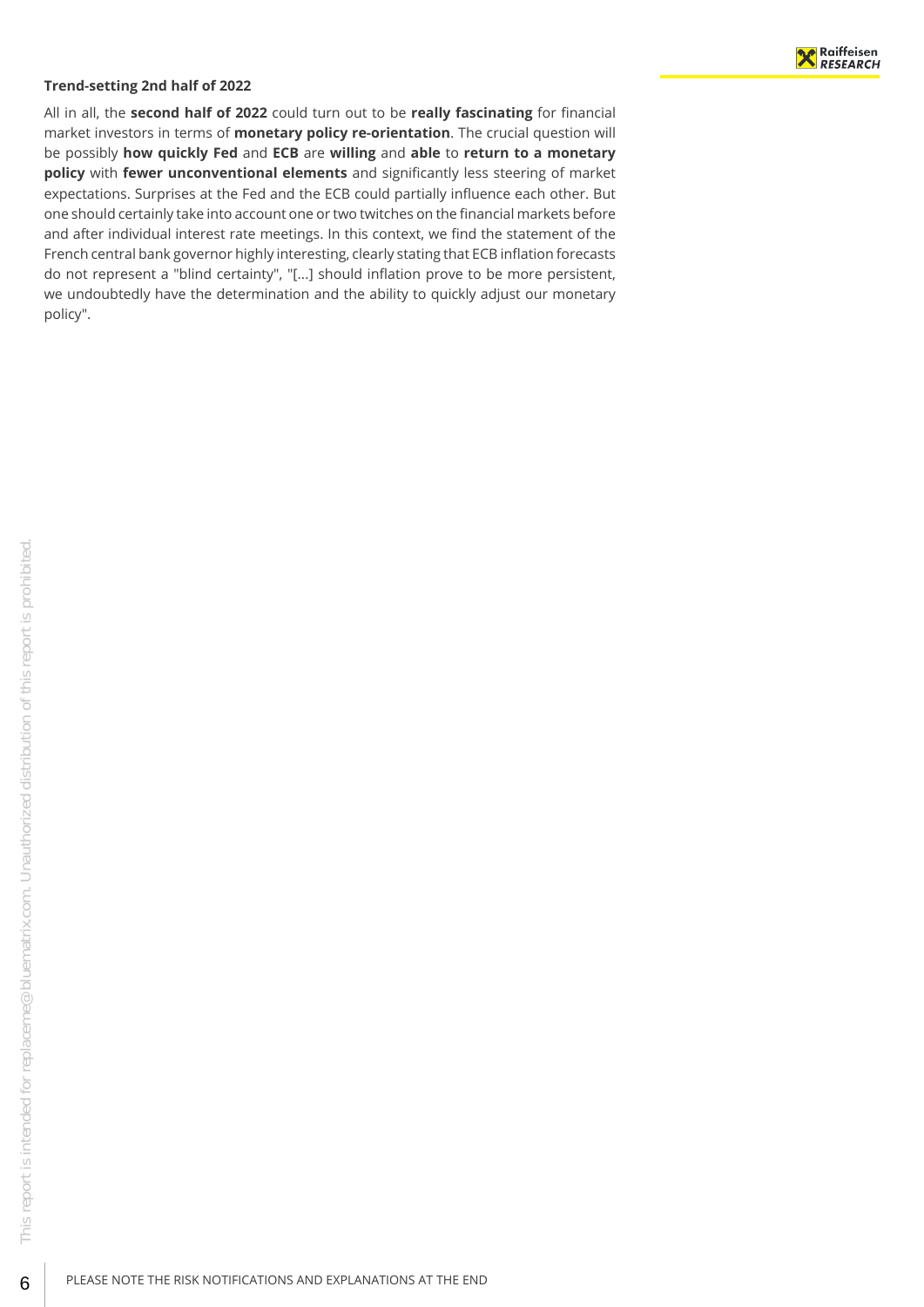**Trend-setting 2nd half of 2022**

All in all, the **second half of 2022** could turn out to be **really fascinating** for financial market investors in terms of **monetary policy re-orientation**. The crucial question will be possibly **how quickly Fed** and **ECB** are **willing** and **able** to **return to a monetary policy** with **fewer unconventional elements** and significantly less steering of market expectations. Surprises at the Fed and the ECB could partially influence each other. But one should certainly take into account one or two twitches on the financial markets before and after individual interest rate meetings. In this context, we find the statement of the French central bank governor highly interesting, clearly stating that ECB inflation forecasts do not represent a "blind certainty", "[...] should inflation prove to be more persistent, we undoubtedly have the determination and the ability to quickly adjust our monetary policy".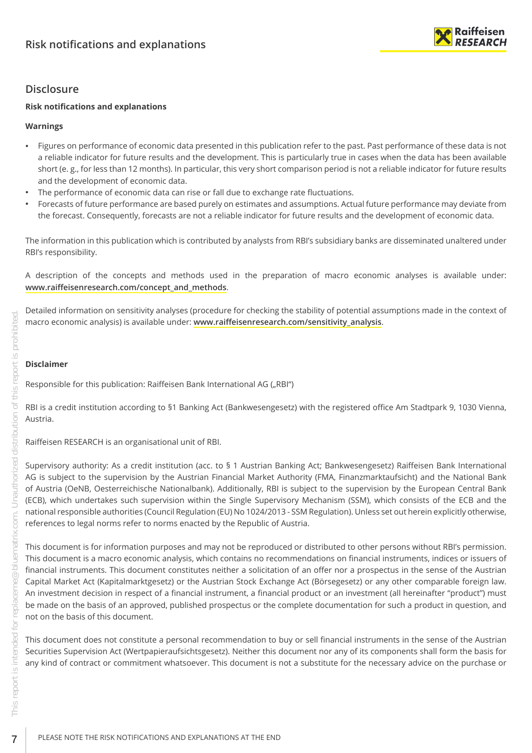## Disclosure

**Risk notifications and explanations**

**Warnings**

- Figures on performance of economic data presented in this publication refer to the past. Past performance of these data is not a reliable indicator for future results and the development. This is particularly true in cases when the data has been available short (e. g., for less than 12 months). In particular, this very short comparison period is not a reliable indicator for future results and the development of economic data.
- The performance of economic data can rise or fall due to exchange rate fluctuations.
- Forecasts of future performance are based purely on estimates and assumptions. Actual future performance may deviate from the forecast. Consequently, forecasts are not a reliable indicator for future results and the development of economic data.

The information in this publication which is contributed by analysts from RBI's subsidiary banks are disseminated unaltered under RBI's responsibility.

A description of the concepts and methods used in the preparation of macro economic analyses is available under: **www.raiffeisenresearch.com/concept_and_methods**.

Detailed information on sensitivity analyses (procedure for checking the stability of potential assumptions made in the context of macro economic analysis) is available under: **www.raiffeisenresearch.com/sensitivity_analysis**.

**Disclaimer**

Responsible for this publication: Raiffeisen Bank International AG („RBI")

RBI is a credit institution according to §1 Banking Act (Bankwesengesetz) with the registered office Am Stadtpark 9, 1030 Vienna, Austria.

Raiffeisen RESEARCH is an organisational unit of RBI.

Supervisory authority: As a credit institution (acc. to § 1 Austrian Banking Act; Bankwesengesetz) Raiffeisen Bank International AG is subject to the supervision by the Austrian Financial Market Authority (FMA, Finanzmarktaufsicht) and the National Bank of Austria (OeNB, Oesterreichische Nationalbank). Additionally, RBI is subject to the supervision by the European Central Bank (ECB), which undertakes such supervision within the Single Supervisory Mechanism (SSM), which consists of the ECB and the national responsible authorities (Council Regulation (EU) No 1024/2013 - SSM Regulation). Unless set out herein explicitly otherwise, references to legal norms refer to norms enacted by the Republic of Austria.

This document is for information purposes and may not be reproduced or distributed to other persons without RBI's permission. This document is a macro economic analysis, which contains no recommendations on financial instruments, indices or issuers of financial instruments. This document constitutes neither a solicitation of an offer nor a prospectus in the sense of the Austrian Capital Market Act (Kapitalmarktgesetz) or the Austrian Stock Exchange Act (Börsegesetz) or any other comparable foreign law. An investment decision in respect of a financial instrument, a financial product or an investment (all hereinafter "product") must be made on the basis of an approved, published prospectus or the complete documentation for such a product in question, and not on the basis of this document.

This document does not constitute a personal recommendation to buy or sell financial instruments in the sense of the Austrian Securities Supervision Act (Wertpapieraufsichtsgesetz). Neither this document nor any of its components shall form the basis for any kind of contract or commitment whatsoever. This document is not a substitute for the necessary advice on the purchase or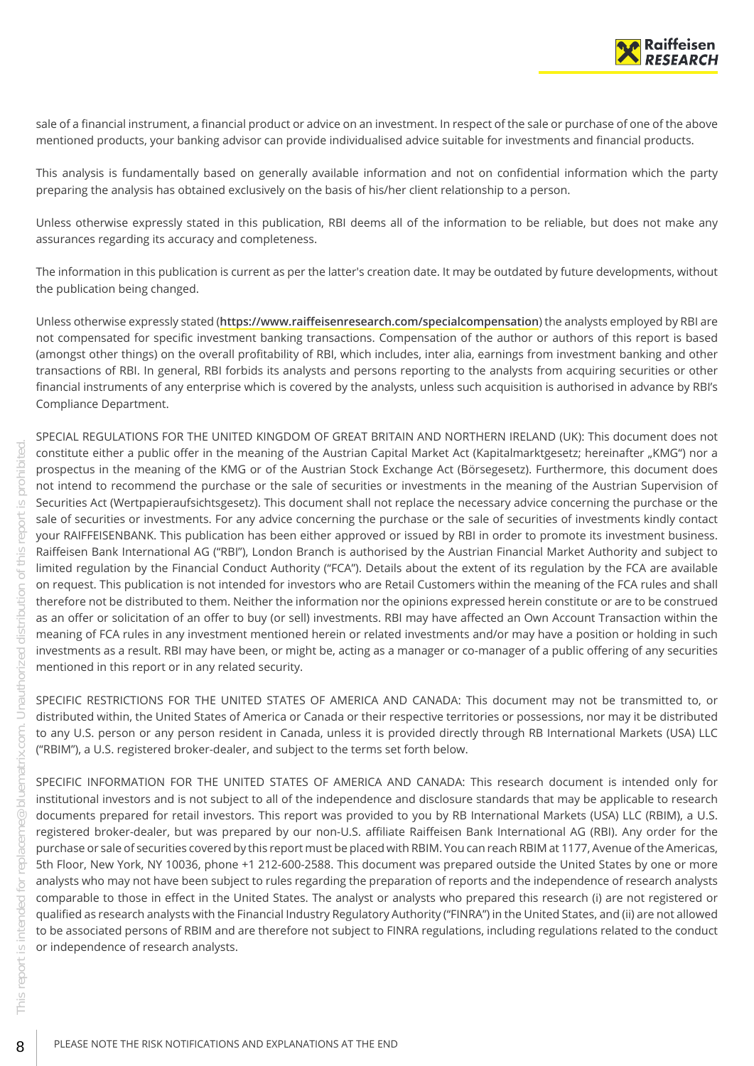sale of a financial instrument, a financial product or advice on an investment. In respect of the sale or purchase of one of the above mentioned products, your banking advisor can provide individualised advice suitable for investments and financial products.

This analysis is fundamentally based on generally available information and not on confidential information which the party preparing the analysis has obtained exclusively on the basis of his/her client relationship to a person.

Unless otherwise expressly stated in this publication, RBI deems all of the information to be reliable, but does not make any assurances regarding its accuracy and completeness.

The information in this publication is current as per the latter's creation date. It may be outdated by future developments, without the publication being changed.

Unless otherwise expressly stated (**https://www.raiffeisenresearch.com/specialcompensation**) the analysts employed by RBI are not compensated for specific investment banking transactions. Compensation of the author or authors of this report is based (amongst other things) on the overall profitability of RBI, which includes, inter alia, earnings from investment banking and other transactions of RBI. In general, RBI forbids its analysts and persons reporting to the analysts from acquiring securities or other financial instruments of any enterprise which is covered by the analysts, unless such acquisition is authorised in advance by RBI's Compliance Department.

SPECIAL REGULATIONS FOR THE UNITED KINGDOM OF GREAT BRITAIN AND NORTHERN IRELAND (UK): This document does not constitute either a public offer in the meaning of the Austrian Capital Market Act (Kapitalmarktgesetz; hereinafter „KMG") nor a prospectus in the meaning of the KMG or of the Austrian Stock Exchange Act (Börsegesetz). Furthermore, this document does not intend to recommend the purchase or the sale of securities or investments in the meaning of the Austrian Supervision of Securities Act (Wertpapieraufsichtsgesetz). This document shall not replace the necessary advice concerning the purchase or the sale of securities or investments. For any advice concerning the purchase or the sale of securities of investments kindly contact your RAIFFEISENBANK. This publication has been either approved or issued by RBI in order to promote its investment business. Raiffeisen Bank International AG ("RBI"), London Branch is authorised by the Austrian Financial Market Authority and subject to limited regulation by the Financial Conduct Authority ("FCA"). Details about the extent of its regulation by the FCA are available on request. This publication is not intended for investors who are Retail Customers within the meaning of the FCA rules and shall therefore not be distributed to them. Neither the information nor the opinions expressed herein constitute or are to be construed as an offer or solicitation of an offer to buy (or sell) investments. RBI may have affected an Own Account Transaction within the meaning of FCA rules in any investment mentioned herein or related investments and/or may have a position or holding in such investments as a result. RBI may have been, or might be, acting as a manager or co-manager of a public offering of any securities mentioned in this report or in any related security.

SPECIFIC RESTRICTIONS FOR THE UNITED STATES OF AMERICA AND CANADA: This document may not be transmitted to, or distributed within, the United States of America or Canada or their respective territories or possessions, nor may it be distributed to any U.S. person or any person resident in Canada, unless it is provided directly through RB International Markets (USA) LLC ("RBIM"), a U.S. registered broker-dealer, and subject to the terms set forth below.

SPECIFIC INFORMATION FOR THE UNITED STATES OF AMERICA AND CANADA: This research document is intended only for institutional investors and is not subject to all of the independence and disclosure standards that may be applicable to research documents prepared for retail investors. This report was provided to you by RB International Markets (USA) LLC (RBIM), a U.S. registered broker-dealer, but was prepared by our non-U.S. affiliate Raiffeisen Bank International AG (RBI). Any order for the purchase or sale of securities covered by this report must be placed with RBIM. You can reach RBIM at 1177, Avenue of the Americas, 5th Floor, New York, NY 10036, phone +1 212-600-2588. This document was prepared outside the United States by one or more analysts who may not have been subject to rules regarding the preparation of reports and the independence of research analysts comparable to those in effect in the United States. The analyst or analysts who prepared this research (i) are not registered or qualified as research analysts with the Financial Industry Regulatory Authority ("FINRA") in the United States, and (ii) are not allowed to be associated persons of RBIM and are therefore not subject to FINRA regulations, including regulations related to the conduct or independence of research analysts.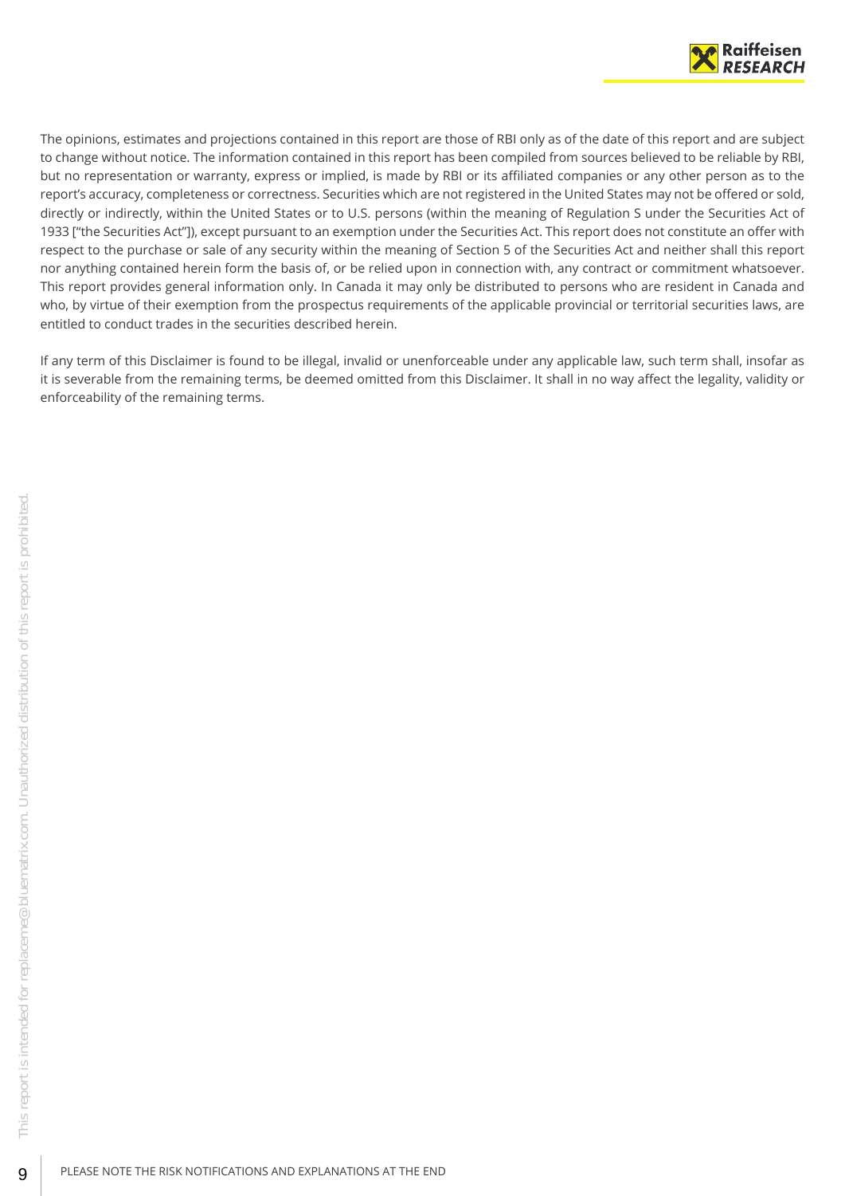The opinions, estimates and projections contained in this report are those of RBI only as of the date of this report and are subject to change without notice. The information contained in this report has been compiled from sources believed to be reliable by RBI, but no representation or warranty, express or implied, is made by RBI or its affiliated companies or any other person as to the report's accuracy, completeness or correctness. Securities which are not registered in the United States may not be offered or sold, directly or indirectly, within the United States or to U.S. persons (within the meaning of Regulation S under the Securities Act of 1933 ["the Securities Act"]), except pursuant to an exemption under the Securities Act. This report does not constitute an offer with respect to the purchase or sale of any security within the meaning of Section 5 of the Securities Act and neither shall this report nor anything contained herein form the basis of, or be relied upon in connection with, any contract or commitment whatsoever. This report provides general information only. In Canada it may only be distributed to persons who are resident in Canada and who, by virtue of their exemption from the prospectus requirements of the applicable provincial or territorial securities laws, are entitled to conduct trades in the securities described herein.

If any term of this Disclaimer is found to be illegal, invalid or unenforceable under any applicable law, such term shall, insofar as it is severable from the remaining terms, be deemed omitted from this Disclaimer. It shall in no way affect the legality, validity or enforceability of the remaining terms.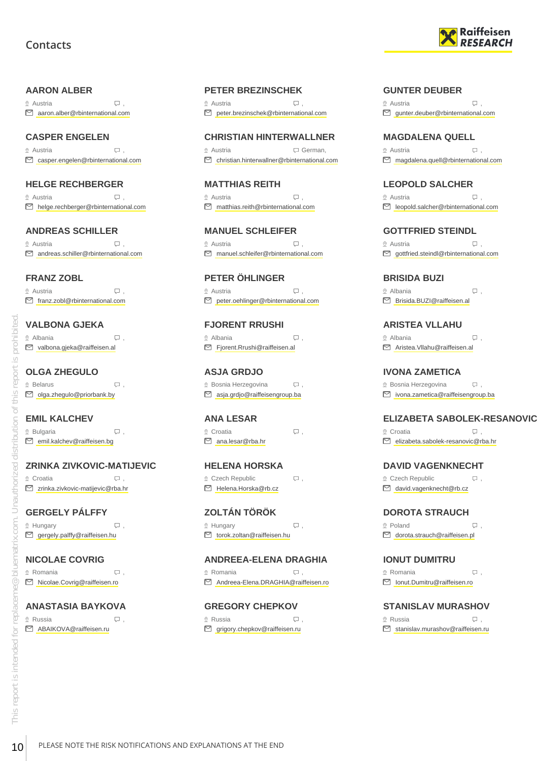# Contacts

### AARON ALBER
Austria ,
aaron.alber@rbinternational.com

### PETER BREZINSCHEK
Austria ,
peter.brezinschek@rbinternational.com

### GUNTER DEUBER
Austria ,
gunter.deuber@rbinternational.com

### CASPER ENGELEN
Austria ,
casper.engelen@rbinternational.com

### CHRISTIAN HINTERWALLNER
Austria German,
christian.hinterwallner@rbinternational.com

### MAGDALENA QUELL
Austria ,
magdalena.quell@rbinternational.com

### HELGE RECHBERGER
Austria ,
helge.rechberger@rbinternational.com

### MATTHIAS REITH
Austria ,
matthias.reith@rbinternational.com

### LEOPOLD SALCHER
Austria ,
leopold.salcher@rbinternational.com

### ANDREAS SCHILLER
Austria ,
andreas.schiller@rbinternational.com

### MANUEL SCHLEIFER
Austria ,
manuel.schleifer@rbinternational.com

### GOTTFRIED STEINDL
Austria ,
gottfried.steindl@rbinternational.com

### FRANZ ZOBL
Austria ,
franz.zobl@rbinternational.com

### PETER ÖHLINGER
Austria ,
peter.oehlinger@rbinternational.com

### BRISIDA BUZI
Albania ,
Brisida.BUZI@raiffeisen.al

### VALBONA GJEKA
Albania ,
valbona.gjeka@raiffeisen.al

### FJORENT RRUSHI
Albania ,
Fjorent.Rrushi@raiffeisen.al

### ARISTEA VLLAHU
Albania ,
Aristea.Vllahu@raiffeisen.al

### OLGA ZHEGULO
Belarus ,
olga.zhegulo@priorbank.by

### ASJA GRDJO
Bosnia Herzegovina ,
asja.grdjo@raiffeisengroup.ba

### IVONA ZAMETICA
Bosnia Herzegovina ,
ivona.zametica@raiffeisengroup.ba

### EMIL KALCHEV
Bulgaria ,
emil.kalchev@raiffeisen.bg

### ANA LESAR
Croatia ,
ana.lesar@rba.hr

### ELIZABETA SABOLEK-RESANOVIC
Croatia ,
elizabeta.sabolek-resanovic@rba.hr

### ZRINKA ZIVKOVIC-MATIJEVIC
Croatia ,
zrinka.zivkovic-matijevic@rba.hr

### HELENA HORSKA
Czech Republic ,
Helena.Horska@rb.cz

### DAVID VAGENKNECHT
Czech Republic ,
david.vagenknecht@rb.cz

### GERGELY PÁLFFY
Hungary ,
gergely.palffy@raiffeisen.hu

### ZOLTÁN TÖRÖK
Hungary ,
torok.zoltan@raiffeisen.hu

### DOROTA STRAUCH
Poland ,
dorota.strauch@raiffeisen.pl

### NICOLAE COVRIG
Romania ,
Nicolae.Covrig@raiffeisen.ro

### ANDREEA-ELENA DRAGHIA
Romania ,
Andreea-Elena.DRAGHIA@raiffeisen.ro

### IONUT DUMITRU
Romania ,
Ionut.Dumitru@raiffeisen.ro

### ANASTASIA BAYKOVA
Russia ,
ABAIKOVA@raiffeisen.ru

### GREGORY CHEPKOV
Russia ,
grigory.chepkov@raiffeisen.ru

### STANISLAV MURASHOV
Russia ,
stanislav.murashov@raiffeisen.ru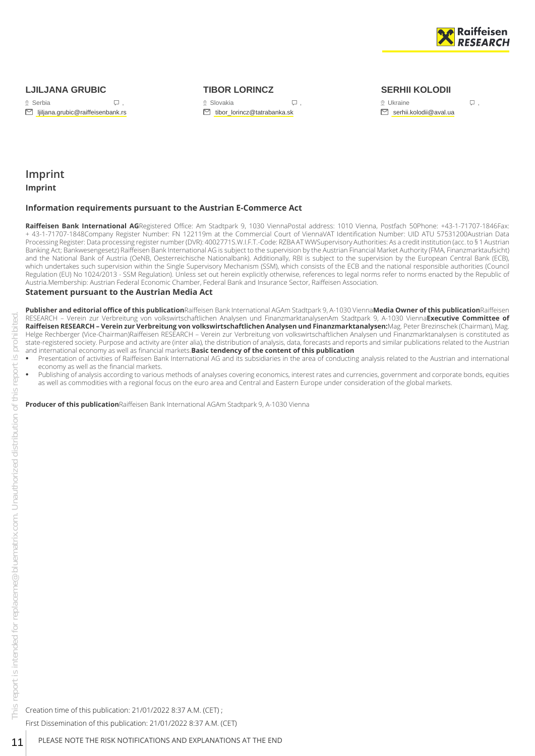### LJILJANA GRUBIC

Serbia

ljiljana.grubic@raiffeisenbank.rs

### TIBOR LORINCZ

Slovakia

tibor_lorincz@tatrabanka.sk

### SERHII KOLODII

Ukraine

serhii.kolodii@aval.ua

# Imprint

## Imprint

### Information requirements pursuant to the Austrian E-Commerce Act

**Raiffeisen Bank International AG**Registered Office: Am Stadtpark 9, 1030 ViennaPostal address: 1010 Vienna, Postfach 50Phone: +43-1-71707-1846Fax: + 43-1-71707-1848Company Register Number: FN 122119m at the Commercial Court of ViennaVAT Identification Number: UID ATU 57531200Austrian Data Processing Register: Data processing register number (DVR): 4002771S.W.I.F.T.-Code: RZBA AT WWSupervisory Authorities: As a credit institution (acc. to § 1 Austrian Banking Act; Bankwesengesetz) Raiffeisen Bank International AG is subject to the supervision by the Austrian Financial Market Authority (FMA, Finanzmarktaufsicht) and the National Bank of Austria (OeNB, Oesterreichische Nationalbank). Additionally, RBI is subject to the supervision by the European Central Bank (ECB), which undertakes such supervision within the Single Supervisory Mechanism (SSM), which consists of the ECB and the national responsible authorities (Council Regulation (EU) No 1024/2013 - SSM Regulation). Unless set out herein explicitly otherwise, references to legal norms refer to norms enacted by the Republic of Austria.Membership: Austrian Federal Economic Chamber, Federal Bank and Insurance Sector, Raiffeisen Association.

### Statement pursuant to the Austrian Media Act

**Publisher and editorial office of this publication**Raiffeisen Bank International AGAm Stadtpark 9, A-1030 Vienna**Media Owner of this publication**Raiffeisen RESEARCH – Verein zur Verbreitung von volkswirtschaftlichen Analysen und FinanzmarktanalysenAm Stadtpark 9, A-1030 Vienna**Executive Committee of Raiffeisen RESEARCH – Verein zur Verbreitung von volkswirtschaftlichen Analysen und Finanzmarktanalysen:**Mag. Peter Brezinschek (Chairman), Mag. Helge Rechberger (Vice-Chairman)Raiffeisen RESEARCH – Verein zur Verbreitung von volkswirtschaftlichen Analysen und Finanzmarktanalysen is constituted as state-registered society. Purpose and activity are (inter alia), the distribution of analysis, data, forecasts and reports and similar publications related to the Austrian and international economy as well as financial markets.**Basic tendency of the content of this publication**

- Presentation of activities of Raiffeisen Bank International AG and its subsidiaries in the area of conducting analysis related to the Austrian and international economy as well as the financial markets.
- Publishing of analysis according to various methods of analyses covering economics, interest rates and currencies, government and corporate bonds, equities as well as commodities with a regional focus on the euro area and Central and Eastern Europe under consideration of the global markets.

**Producer of this publication**Raiffeisen Bank International AGAm Stadtpark 9, A-1030 Vienna

Creation time of this publication: 21/01/2022 8:37 A.M. (CET) ;

First Dissemination of this publication: 21/01/2022 8:37 A.M. (CET)